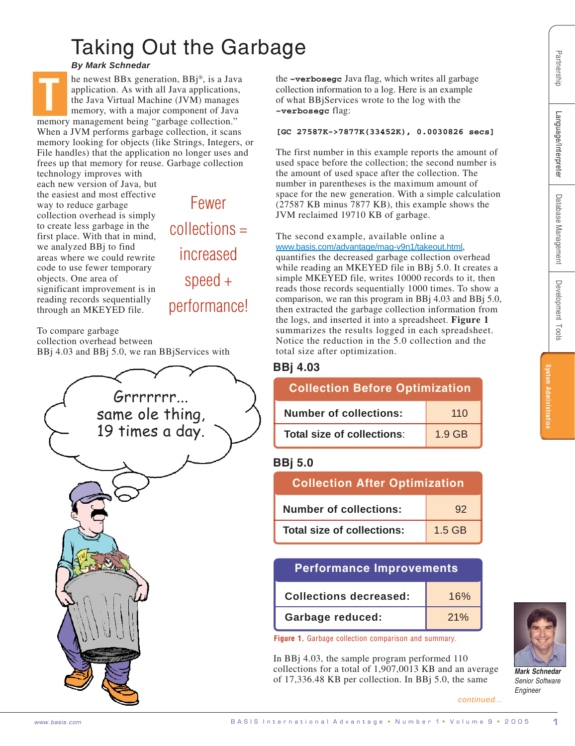# Taking Out the Garbage

***By Mark Schnedar***

The newest BBx generation, BBj®, is a Java application. As with all Java applications, the Java Virtual Machine (JVM) manages memory, with a major component of Java memory management being "garbage collection." When a JVM performs garbage collection, it scans memory looking for objects (like Strings, Integers, or File handles) that the application no longer uses and frees up that memory for reuse. Garbage collection technology improves with each new version of Java, but the easiest and most effective way to reduce garbage collection overhead is simply to create less garbage in the first place. With that in mind, we analyzed BBj to find areas where we could rewrite code to use fewer temporary objects. One area of significant improvement is in reading records sequentially through an MKEYED file.

> Fewer collections = increased speed + performance!

To compare garbage collection overhead between BBj 4.03 and BBj 5.0, we ran BBjServices with the **-verbosegc** Java flag, which writes all garbage collection information to a log. Here is an example of what BBjServices wrote to the log with the **-verbosegc** flag:

```
[GC 27587K->7877K(33452K), 0.0030826 secs]
```

The first number in this example reports the amount of used space before the collection; the second number is the amount of used space after the collection. The number in parentheses is the maximum amount of space for the new generation. With a simple calculation (27587 KB minus 7877 KB), this example shows the JVM reclaimed 19710 KB of garbage.

The second example, available online a www.basis.com/advantage/mag-v9n1/takeout.html, quantifies the decreased garbage collection overhead while reading an MKEYED file in BBj 5.0. It creates a simple MKEYED file, writes 10000 records to it, then reads those records sequentially 1000 times. To show a comparison, we ran this program in BBj 4.03 and BBj 5.0, then extracted the garbage collection information from the logs, and inserted it into a spreadsheet. **Figure 1** summarizes the results logged in each spreadsheet. Notice the reduction in the 5.0 collection and the total size after optimization.

**BBj 4.03**

| Collection Before Optimization | |
|---|---|
| Number of collections: | 110 |
| Total size of collections: | 1.9 GB |

**BBj 5.0**

| Collection After Optimization | |
|---|---|
| Number of collections: | 92 |
| Total size of collections: | 1.5 GB |

| Performance Improvements | |
|---|---|
| Collections decreased: | 16% |
| Garbage reduced: | 21% |

**Figure 1.** Garbage collection comparison and summary.

In BBj 4.03, the sample program performed 110 collections for a total of 1,907,0013 KB and an average of 17,336.48 KB per collection. In BBj 5.0, the same

*continued...*

***Mark Schnedar***
*Senior Software Engineer*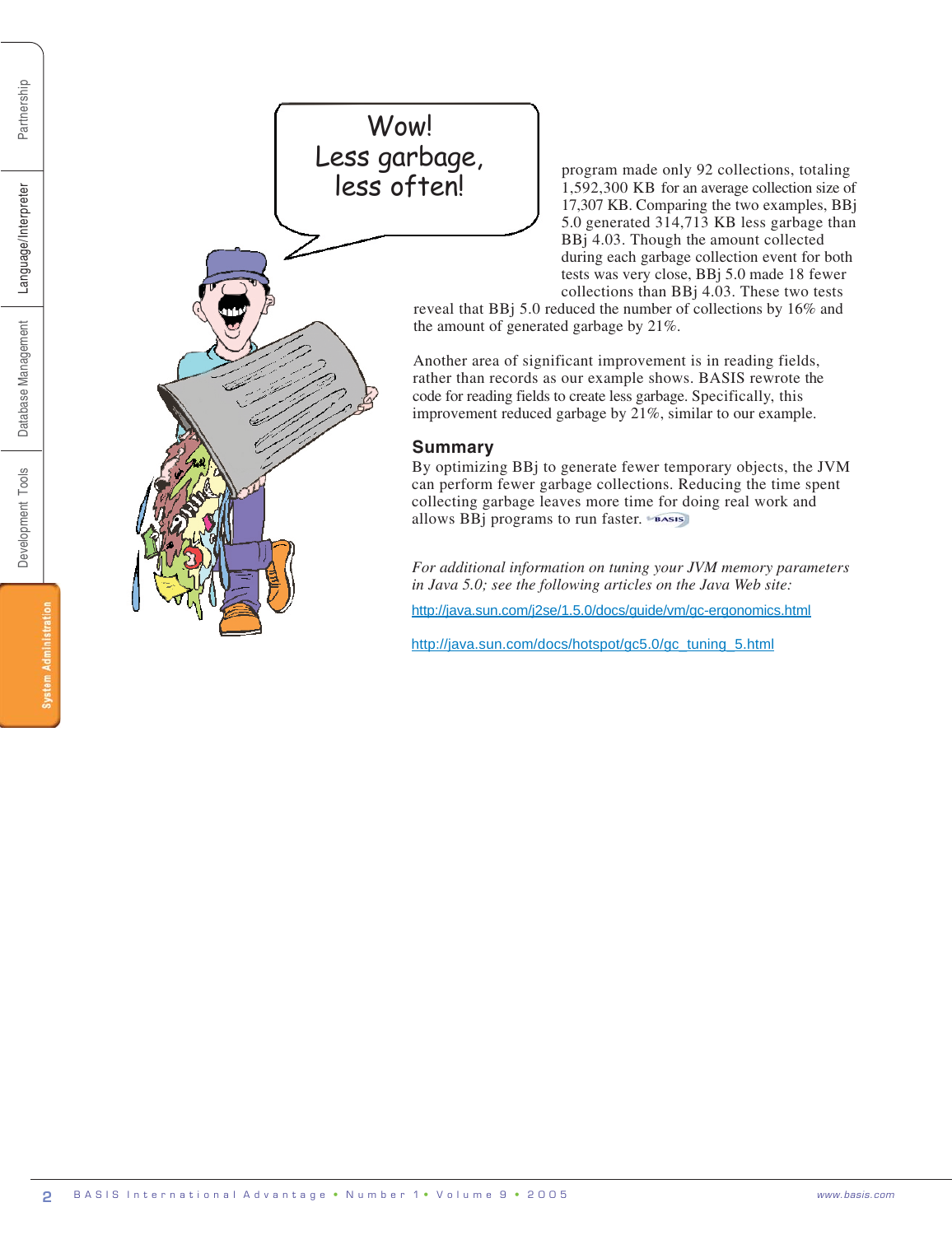program made only 92 collections, totaling 1,592,300 KB for an average collection size of 17,307 KB. Comparing the two examples, BBj 5.0 generated 314,713 KB less garbage than BBj 4.03. Though the amount collected during each garbage collection event for both tests was very close, BBj 5.0 made 18 fewer collections than BBj 4.03. These two tests reveal that BBj 5.0 reduced the number of collections by 16% and the amount of generated garbage by 21%.

Another area of significant improvement is in reading fields, rather than records as our example shows. BASIS rewrote the code for reading fields to create less garbage. Specifically, this improvement reduced garbage by 21%, similar to our example.

## Summary

By optimizing BBj to generate fewer temporary objects, the JVM can perform fewer garbage collections. Reducing the time spent collecting garbage leaves more time for doing real work and allows BBj programs to run faster.

*For additional information on tuning your JVM memory parameters in Java 5.0; see the following articles on the Java Web site:*

http://java.sun.com/j2se/1.5.0/docs/guide/vm/gc-ergonomics.html

http://java.sun.com/docs/hotspot/gc5.0/gc_tuning_5.html